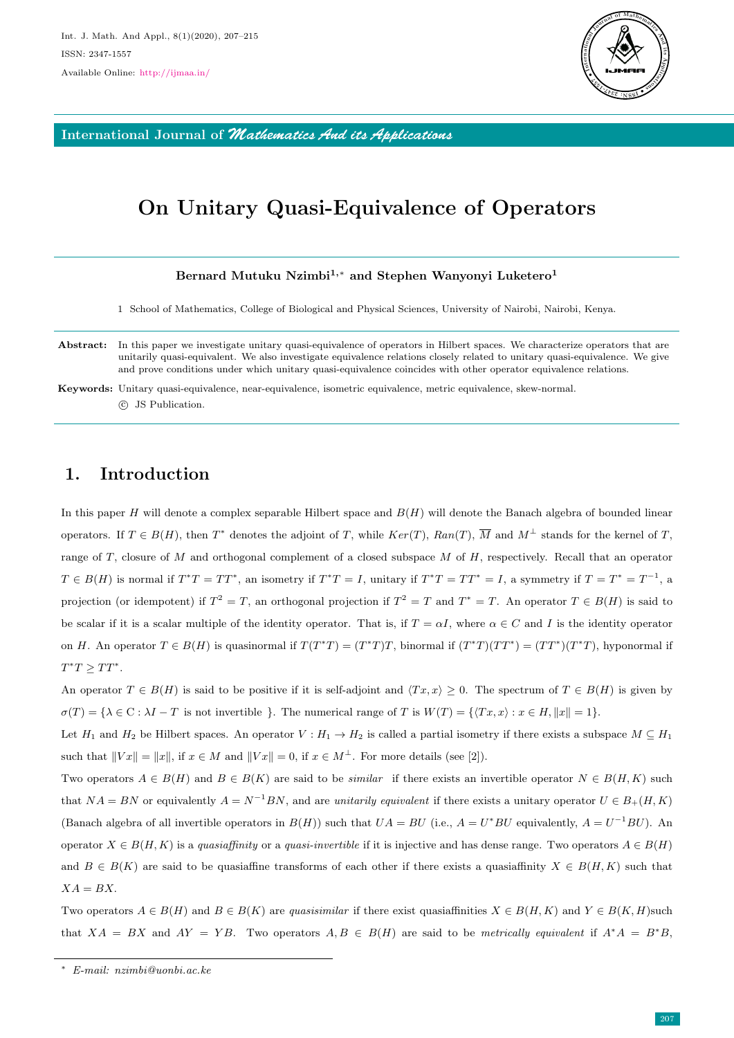International Journal of *Mathematics And its Applications*

# On Unitary Quasi-Equivalence of Operators

**Bernard Mutuku Nzimbi[1,*] and Stephen Wanyonyi Luketero[1]**

1 School of Mathematics, College of Biological and Physical Sciences, University of Nairobi, Nairobi, Kenya.

**Abstract:** In this paper we investigate unitary quasi-equivalence of operators in Hilbert spaces. We characterize operators that are unitarily quasi-equivalent. We also investigate equivalence relations closely related to unitary quasi-equivalence. We give and prove conditions under which unitary quasi-equivalence coincides with other operator equivalence relations.

**Keywords:** Unitary quasi-equivalence, near-equivalence, isometric equivalence, metric equivalence, skew-normal.
© JS Publication.

## 1. Introduction

In this paper $H$ will denote a complex separable Hilbert space and $B(H)$ will denote the Banach algebra of bounded linear operators. If $T \in B(H)$, then $T^*$ denotes the adjoint of $T$, while $Ker(T)$, $Ran(T)$, $\overline{M}$ and $M^{\perp}$ stands for the kernel of $T$, range of $T$, closure of $M$ and orthogonal complement of a closed subspace $M$ of $H$, respectively. Recall that an operator $T \in B(H)$ is normal if $T^*T = TT^*$, an isometry if $T^*T = I$, unitary if $T^*T = TT^* = I$, a symmetry if $T = T^* = T^{-1}$, a projection (or idempotent) if $T^2 = T$, an orthogonal projection if $T^2 = T$ and $T^* = T$. An operator $T \in B(H)$ is said to be scalar if it is a scalar multiple of the identity operator. That is, if $T = \alpha I$, where $\alpha \in C$ and $I$ is the identity operator on $H$. An operator $T \in B(H)$ is quasinormal if $T(T^*T) = (T^*T)T$, binormal if $(T^*T)(TT^*) = (TT^*)(T^*T)$, hyponormal if $T^*T \geq TT^*$.

An operator $T \in B(H)$ is said to be positive if it is self-adjoint and $\langle Tx, x\rangle \geq 0$. The spectrum of $T \in B(H)$ is given by $\sigma(T) = \{\lambda \in \mathrm{C} : \lambda I - T \text{ is not invertible }\}$. The numerical range of $T$ is $W(T) = \{\langle Tx, x\rangle : x \in H, \|x\| = 1\}$.

Let $H_1$ and $H_2$ be Hilbert spaces. An operator $V : H_1 \to H_2$ is called a partial isometry if there exists a subspace $M \subseteq H_1$ such that $\|Vx\| = \|x\|$, if $x \in M$ and $\|Vx\| = 0$, if $x \in M^{\perp}$. For more details (see [2]).

Two operators $A \in B(H)$ and $B \in B(K)$ are said to be *similar* if there exists an invertible operator $N \in B(H, K)$ such that $NA = BN$ or equivalently $A = N^{-1}BN$, and are *unitarily equivalent* if there exists a unitary operator $U \in B_+(H, K)$ (Banach algebra of all invertible operators in $B(H)$) such that $UA = BU$ (i.e., $A = U^*BU$ equivalently, $A = U^{-1}BU$). An operator $X \in B(H, K)$ is a *quasiaffinity* or a *quasi-invertible* if it is injective and has dense range. Two operators $A \in B(H)$ and $B \in B(K)$ are said to be quasiaffine transforms of each other if there exists a quasiaffinity $X \in B(H, K)$ such that $XA = BX$.

Two operators $A \in B(H)$ and $B \in B(K)$ are *quasisimilar* if there exist quasiaffinities $X \in B(H, K)$ and $Y \in B(K, H)$such that $XA = BX$ and $AY = YB$. Two operators $A, B \in B(H)$ are said to be *metrically equivalent* if $A^*A = B^*B$,

* E-mail: nzimbi@uonbi.ac.ke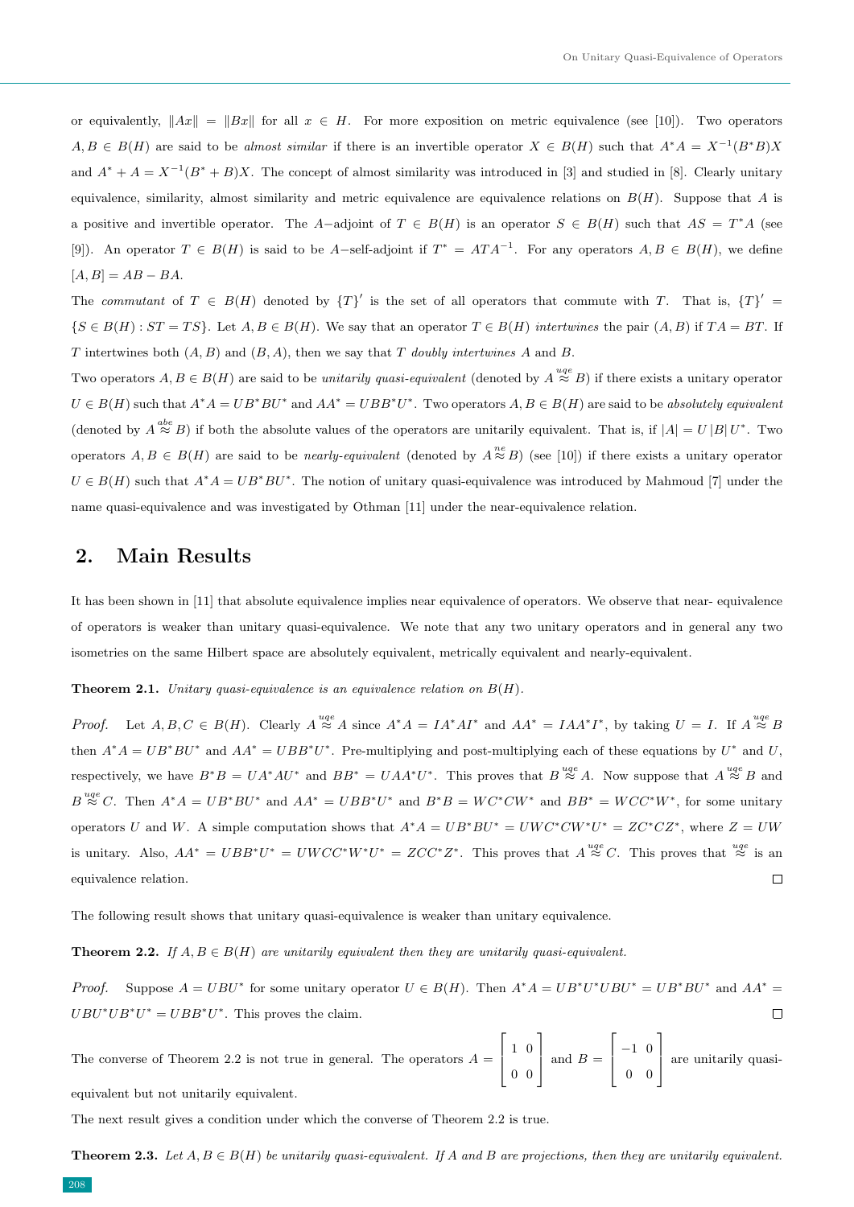or equivalently, $\|Ax\| = \|Bx\|$ for all $x \in H$. For more exposition on metric equivalence (see [10]). Two operators $A, B \in B(H)$ are said to be *almost similar* if there is an invertible operator $X \in B(H)$ such that $A^*A = X^{-1}(B^*B)X$ and $A^* + A = X^{-1}(B^* + B)X$. The concept of almost similarity was introduced in [3] and studied in [8]. Clearly unitary equivalence, similarity, almost similarity and metric equivalence are equivalence relations on $B(H)$. Suppose that $A$ is a positive and invertible operator. The $A$−adjoint of $T \in B(H)$ is an operator $S \in B(H)$ such that $AS = T^*A$ (see [9]). An operator $T \in B(H)$ is said to be $A$−self-adjoint if $T^* = ATA^{-1}$. For any operators $A, B \in B(H)$, we define $[A, B] = AB - BA$.

The *commutant* of $T \in B(H)$ denoted by $\{T\}'$ is the set of all operators that commute with $T$. That is, $\{T\}' = \{S \in B(H) : ST = TS\}$. Let $A, B \in B(H)$. We say that an operator $T \in B(H)$ *intertwines* the pair $(A, B)$ if $TA = BT$. If $T$ intertwines both $(A, B)$ and $(B, A)$, then we say that $T$ *doubly intertwines* $A$ and $B$.

Two operators $A, B \in B(H)$ are said to be *unitarily quasi-equivalent* (denoted by $A \overset{uqe}{\approx} B$) if there exists a unitary operator $U \in B(H)$ such that $A^*A = UB^*BU^*$ and $AA^* = UBB^*U^*$. Two operators $A, B \in B(H)$ are said to be *absolutely equivalent* (denoted by $A \overset{abe}{\approx} B$) if both the absolute values of the operators are unitarily equivalent. That is, if $|A| = U|B|U^*$. Two operators $A, B \in B(H)$ are said to be *nearly-equivalent* (denoted by $A \overset{ne}{\approx} B$) (see [10]) if there exists a unitary operator $U \in B(H)$ such that $A^*A = UB^*BU^*$. The notion of unitary quasi-equivalence was introduced by Mahmoud [7] under the name quasi-equivalence and was investigated by Othman [11] under the near-equivalence relation.

## 2. Main Results

It has been shown in [11] that absolute equivalence implies near equivalence of operators. We observe that near- equivalence of operators is weaker than unitary quasi-equivalence. We note that any two unitary operators and in general any two isometries on the same Hilbert space are absolutely equivalent, metrically equivalent and nearly-equivalent.

**Theorem 2.1.** *Unitary quasi-equivalence is an equivalence relation on $B(H)$.*

*Proof.* Let $A, B, C \in B(H)$. Clearly $A \overset{uqe}{\approx} A$ since $A^*A = IA^*AI^*$ and $AA^* = IAA^*I^*$, by taking $U = I$. If $A \overset{uqe}{\approx} B$ then $A^*A = UB^*BU^*$ and $AA^* = UBB^*U^*$. Pre-multiplying and post-multiplying each of these equations by $U^*$ and $U$, respectively, we have $B^*B = UA^*AU^*$ and $BB^* = UAA^*U^*$. This proves that $B \overset{uqe}{\approx} A$. Now suppose that $A \overset{uqe}{\approx} B$ and $B \overset{uqe}{\approx} C$. Then $A^*A = UB^*BU^*$ and $AA^* = UBB^*U^*$ and $B^*B = WC^*CW^*$ and $BB^* = WCC^*W^*$, for some unitary operators $U$ and $W$. A simple computation shows that $A^*A = UB^*BU^* = UWC^*CW^*U^* = ZC^*CZ^*$, where $Z = UW$ is unitary. Also, $AA^* = UBB^*U^* = UWCC^*W^*U^* = ZCC^*Z^*$. This proves that $A \overset{uqe}{\approx} C$. This proves that $\overset{uqe}{\approx}$ is an equivalence relation. □

The following result shows that unitary quasi-equivalence is weaker than unitary equivalence.

**Theorem 2.2.** *If $A, B \in B(H)$ are unitarily equivalent then they are unitarily quasi-equivalent.*

*Proof.* Suppose $A = UBU^*$ for some unitary operator $U \in B(H)$. Then $A^*A = UB^*U^*UBU^* = UB^*BU^*$ and $AA^* = UBU^*UB^*U^* = UBB^*U^*$. This proves the claim. □

The converse of Theorem 2.2 is not true in general. The operators $A = \begin{bmatrix} 1 & 0 \\ 0 & 0 \end{bmatrix}$ and $B = \begin{bmatrix} -1 & 0 \\ 0 & 0 \end{bmatrix}$ are unitarily quasi-equivalent but not unitarily equivalent.

The next result gives a condition under which the converse of Theorem 2.2 is true.

**Theorem 2.3.** *Let $A, B \in B(H)$ be unitarily quasi-equivalent. If $A$ and $B$ are projections, then they are unitarily equivalent.*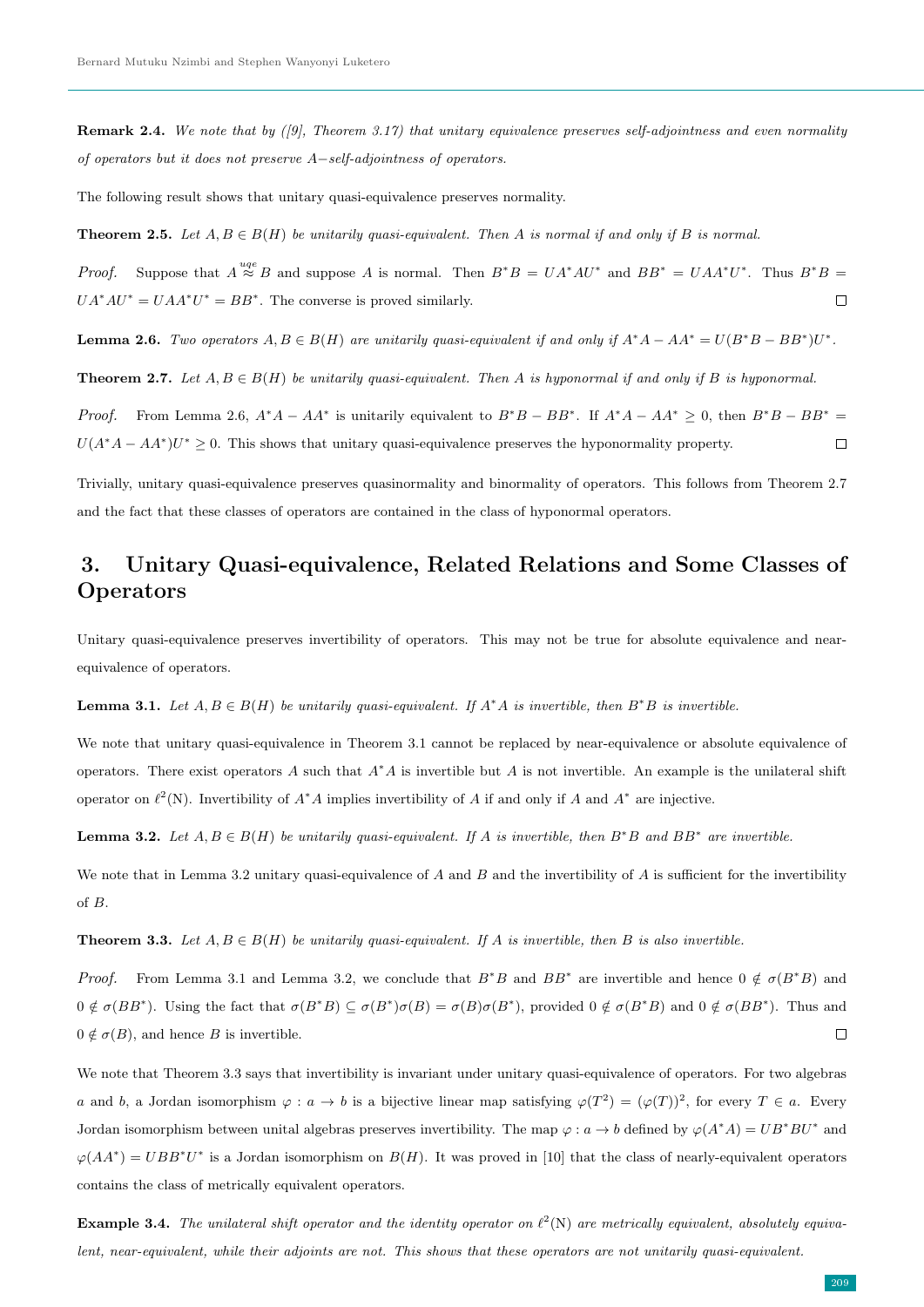**Remark 2.4.** *We note that by ([9], Theorem 3.17) that unitary equivalence preserves self-adjointness and even normality of operators but it does not preserve $A-$self-adjointness of operators.*

The following result shows that unitary quasi-equivalence preserves normality.

**Theorem 2.5.** *Let $A, B \in B(H)$ be unitarily quasi-equivalent. Then $A$ is normal if and only if $B$ is normal.*

*Proof.* Suppose that $A \overset{uqe}{\approx} B$ and suppose $A$ is normal. Then $B^*B = UA^*AU^*$ and $BB^* = UAA^*U^*$. Thus $B^*B = UA^*AU^* = UAA^*U^* = BB^*$. The converse is proved similarly. $\square$

**Lemma 2.6.** *Two operators $A, B \in B(H)$ are unitarily quasi-equivalent if and only if $A^*A - AA^* = U(B^*B - BB^*)U^*$.*

**Theorem 2.7.** *Let $A, B \in B(H)$ be unitarily quasi-equivalent. Then $A$ is hyponormal if and only if $B$ is hyponormal.*

*Proof.* From Lemma 2.6, $A^*A - AA^*$ is unitarily equivalent to $B^*B - BB^*$. If $A^*A - AA^* \geq 0$, then $B^*B - BB^* = U(A^*A - AA^*)U^* \geq 0$. This shows that unitary quasi-equivalence preserves the hyponormality property. $\square$

Trivially, unitary quasi-equivalence preserves quasinormality and binormality of operators. This follows from Theorem 2.7 and the fact that these classes of operators are contained in the class of hyponormal operators.

## 3. Unitary Quasi-equivalence, Related Relations and Some Classes of Operators

Unitary quasi-equivalence preserves invertibility of operators. This may not be true for absolute equivalence and near-equivalence of operators.

**Lemma 3.1.** *Let $A, B \in B(H)$ be unitarily quasi-equivalent. If $A^*A$ is invertible, then $B^*B$ is invertible.*

We note that unitary quasi-equivalence in Theorem 3.1 cannot be replaced by near-equivalence or absolute equivalence of operators. There exist operators $A$ such that $A^*A$ is invertible but $A$ is not invertible. An example is the unilateral shift operator on $\ell^2(\mathbb{N})$. Invertibility of $A^*A$ implies invertibility of $A$ if and only if $A$ and $A^*$ are injective.

**Lemma 3.2.** *Let $A, B \in B(H)$ be unitarily quasi-equivalent. If $A$ is invertible, then $B^*B$ and $BB^*$ are invertible.*

We note that in Lemma 3.2 unitary quasi-equivalence of $A$ and $B$ and the invertibility of $A$ is sufficient for the invertibility of $B$.

**Theorem 3.3.** *Let $A, B \in B(H)$ be unitarily quasi-equivalent. If $A$ is invertible, then $B$ is also invertible.*

*Proof.* From Lemma 3.1 and Lemma 3.2, we conclude that $B^*B$ and $BB^*$ are invertible and hence $0 \notin \sigma(B^*B)$ and $0 \notin \sigma(BB^*)$. Using the fact that $\sigma(B^*B) \subseteq \sigma(B^*)\sigma(B) = \sigma(B)\sigma(B^*)$, provided $0 \notin \sigma(B^*B)$ and $0 \notin \sigma(BB^*)$. Thus and $0 \notin \sigma(B)$, and hence $B$ is invertible. $\square$

We note that Theorem 3.3 says that invertibility is invariant under unitary quasi-equivalence of operators. For two algebras $a$ and $b$, a Jordan isomorphism $\varphi : a \to b$ is a bijective linear map satisfying $\varphi(T^2) = (\varphi(T))^2$, for every $T \in a$. Every Jordan isomorphism between unital algebras preserves invertibility. The map $\varphi : a \to b$ defined by $\varphi(A^*A) = UB^*BU^*$ and $\varphi(AA^*) = UBB^*U^*$ is a Jordan isomorphism on $B(H)$. It was proved in [10] that the class of nearly-equivalent operators contains the class of metrically equivalent operators.

**Example 3.4.** *The unilateral shift operator and the identity operator on $\ell^2(\mathbb{N})$ are metrically equivalent, absolutely equivalent, near-equivalent, while their adjoints are not. This shows that these operators are not unitarily quasi-equivalent.*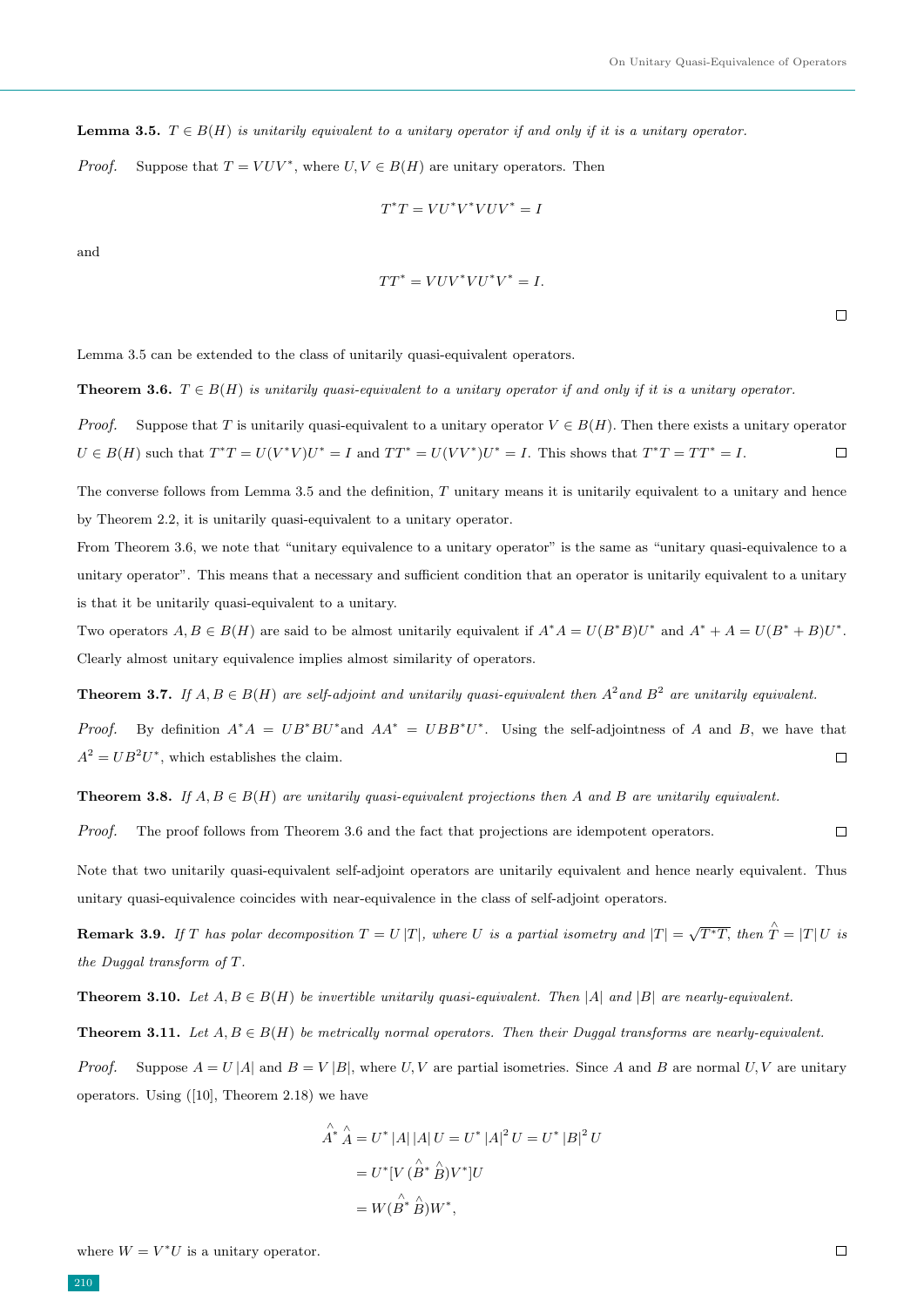**Lemma 3.5.** *$T \in B(H)$ is unitarily equivalent to a unitary operator if and only if it is a unitary operator.*

*Proof.* Suppose that $T = VUV^*$, where $U, V \in B(H)$ are unitary operators. Then

$$T^*T = VU^*V^*VUV^* = I$$

and

$$TT^* = VUV^*VU^*V^* = I.$$

□

Lemma 3.5 can be extended to the class of unitarily quasi-equivalent operators.

**Theorem 3.6.** *$T \in B(H)$ is unitarily quasi-equivalent to a unitary operator if and only if it is a unitary operator.*

*Proof.* Suppose that $T$ is unitarily quasi-equivalent to a unitary operator $V \in B(H)$. Then there exists a unitary operator $U \in B(H)$ such that $T^*T = U(V^*V)U^* = I$ and $TT^* = U(VV^*)U^* = I$. This shows that $T^*T = TT^* = I$. □

The converse follows from Lemma 3.5 and the definition, $T$ unitary means it is unitarily equivalent to a unitary and hence by Theorem 2.2, it is unitarily quasi-equivalent to a unitary operator.

From Theorem 3.6, we note that "unitary equivalence to a unitary operator" is the same as "unitary quasi-equivalence to a unitary operator". This means that a necessary and sufficient condition that an operator is unitarily equivalent to a unitary is that it be unitarily quasi-equivalent to a unitary.

Two operators $A, B \in B(H)$ are said to be almost unitarily equivalent if $A^*A = U(B^*B)U^*$ and $A^* + A = U(B^* + B)U^*$. Clearly almost unitary equivalence implies almost similarity of operators.

**Theorem 3.7.** *If $A, B \in B(H)$ are self-adjoint and unitarily quasi-equivalent then $A^2$ and $B^2$ are unitarily equivalent.*

*Proof.* By definition $A^*A = UB^*BU^*$ and $AA^* = UBB^*U^*$. Using the self-adjointness of $A$ and $B$, we have that $A^2 = UB^2U^*$, which establishes the claim. □

**Theorem 3.8.** *If $A, B \in B(H)$ are unitarily quasi-equivalent projections then $A$ and $B$ are unitarily equivalent.*

*Proof.* The proof follows from Theorem 3.6 and the fact that projections are idempotent operators. □

Note that two unitarily quasi-equivalent self-adjoint operators are unitarily equivalent and hence nearly equivalent. Thus unitary quasi-equivalence coincides with near-equivalence in the class of self-adjoint operators.

**Remark 3.9.** *If $T$ has polar decomposition $T = U|T|$, where $U$ is a partial isometry and $|T| = \sqrt{T^*T}$, then $\hat{T} = |T|U$ is the Duggal transform of $T$.*

**Theorem 3.10.** *Let $A, B \in B(H)$ be invertible unitarily quasi-equivalent. Then $|A|$ and $|B|$ are nearly-equivalent.*

**Theorem 3.11.** *Let $A, B \in B(H)$ be metrically normal operators. Then their Duggal transforms are nearly-equivalent.*

*Proof.* Suppose $A = U|A|$ and $B = V|B|$, where $U, V$ are partial isometries. Since $A$ and $B$ are normal $U, V$ are unitary operators. Using ([10], Theorem 2.18) we have

$$\begin{aligned}
\hat{A}^* \hat{A} &= U^* |A| |A| U = U^* |A|^2 U = U^* |B|^2 U \\
&= U^*[V(\hat{B}^* \hat{B})V^*]U \\
&= W(\hat{B}^* \hat{B})W^*,
\end{aligned}$$

where $W = V^*U$ is a unitary operator. □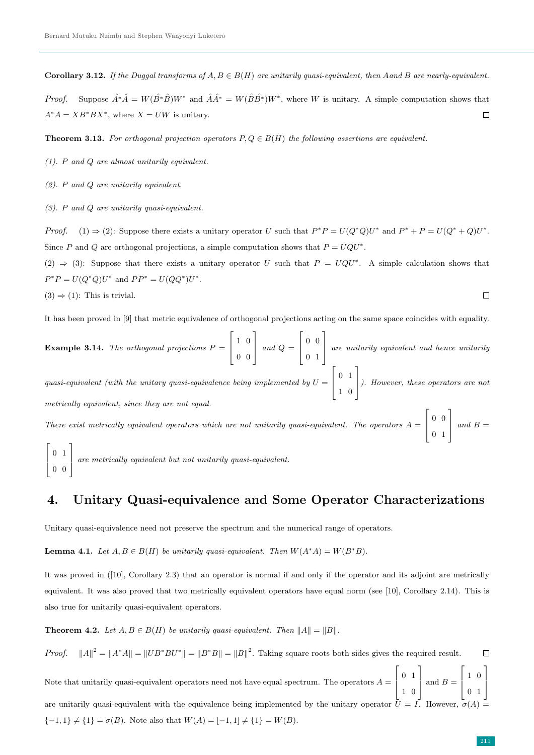**Corollary 3.12.** *If the Duggal transforms of $A, B \in B(H)$ are unitarily quasi-equivalent, then $A$and $B$ are nearly-equivalent.*

*Proof.* Suppose $\hat{A}^*\hat{A} = W(\hat{B}^*\hat{B})W^*$ and $\hat{A}\hat{A}^* = W(\hat{B}\hat{B}^*)W^*$, where $W$ is unitary. A simple computation shows that $A^*A = XB^*BX^*$, where $X = UW$ is unitary. □

**Theorem 3.13.** *For orthogonal projection operators $P, Q \in B(H)$ the following assertions are equivalent.*

*(1). $P$ and $Q$ are almost unitarily equivalent.*

*(2). $P$ and $Q$ are unitarily equivalent.*

*(3). $P$ and $Q$ are unitarily quasi-equivalent.*

*Proof.* (1) $\Rightarrow$ (2): Suppose there exists a unitary operator $U$ such that $P^*P = U(Q^*Q)U^*$ and $P^* + P = U(Q^* + Q)U^*$. Since $P$ and $Q$ are orthogonal projections, a simple computation shows that $P = UQU^*$.

(2) $\Rightarrow$ (3): Suppose that there exists a unitary operator $U$ such that $P = UQU^*$. A simple calculation shows that $P^*P = U(Q^*Q)U^*$ and $PP^* = U(QQ^*)U^*$.

(3) $\Rightarrow$ (1): This is trivial. □

It has been proved in [9] that metric equivalence of orthogonal projections acting on the same space coincides with equality.

**Example 3.14.** *The orthogonal projections $P = \begin{bmatrix} 1 & 0 \\ 0 & 0 \end{bmatrix}$ and $Q = \begin{bmatrix} 0 & 0 \\ 0 & 1 \end{bmatrix}$ are unitarily equivalent and hence unitarily quasi-equivalent (with the unitary quasi-equivalence being implemented by $U = \begin{bmatrix} 0 & 1 \\ 1 & 0 \end{bmatrix}$). However, these operators are not metrically equivalent, since they are not equal.*

*There exist metrically equivalent operators which are not unitarily quasi-equivalent. The operators $A = \begin{bmatrix} 0 & 0 \\ 0 & 1 \end{bmatrix}$ and $B = \begin{bmatrix} 0 & 1 \\ 0 & 0 \end{bmatrix}$ are metrically equivalent but not unitarily quasi-equivalent.*

## 4. Unitary Quasi-equivalence and Some Operator Characterizations

Unitary quasi-equivalence need not preserve the spectrum and the numerical range of operators.

**Lemma 4.1.** *Let $A, B \in B(H)$ be unitarily quasi-equivalent. Then $W(A^*A) = W(B^*B)$.*

It was proved in ([10], Corollary 2.3) that an operator is normal if and only if the operator and its adjoint are metrically equivalent. It was also proved that two metrically equivalent operators have equal norm (see [10], Corollary 2.14). This is also true for unitarily quasi-equivalent operators.

**Theorem 4.2.** *Let $A, B \in B(H)$ be unitarily quasi-equivalent. Then $\|A\| = \|B\|$.*

*Proof.* $\|A\|^2 = \|A^*A\| = \|UB^*BU^*\| = \|B^*B\| = \|B\|^2$. Taking square roots both sides gives the required result. □

Note that unitarily quasi-equivalent operators need not have equal spectrum. The operators $A = \begin{bmatrix} 0 & 1 \\ 1 & 0 \end{bmatrix}$ and $B = \begin{bmatrix} 1 & 0 \\ 0 & 1 \end{bmatrix}$ are unitarily quasi-equivalent with the equivalence being implemented by the unitary operator $U = I$. However, $\sigma(A) = \{-1, 1\} \neq \{1\} = \sigma(B)$. Note also that $W(A) = [-1, 1] \neq \{1\} = W(B)$.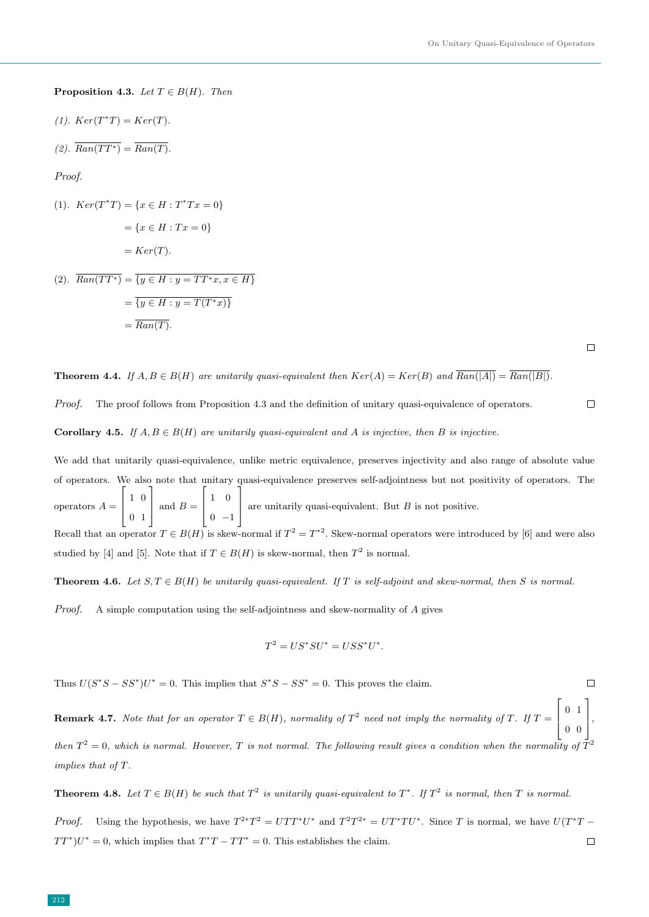**Proposition 4.3.** *Let $T \in B(H)$. Then*

*(1). $Ker(T^*T) = Ker(T)$.*

*(2). $\overline{Ran(TT^*)} = \overline{Ran(T)}$.*

*Proof.*

$$
\begin{aligned}
(1). \quad Ker(T^*T) &= \{x \in H : T^*Tx = 0\} \\
&= \{x \in H : Tx = 0\} \\
&= Ker(T).
\end{aligned}
$$

$$
\begin{aligned}
(2). \quad \overline{Ran(TT^*)} &= \overline{\{y \in H : y = TT^*x, x \in H\}} \\
&= \overline{\{y \in H : y = T(T^*x)\}} \\
&= \overline{Ran(T)}.
\end{aligned}
$$

□

**Theorem 4.4.** *If $A, B \in B(H)$ are unitarily quasi-equivalent then $Ker(A) = Ker(B)$ and $\overline{Ran(|A|)} = \overline{Ran(|B|)}$.*

*Proof.* The proof follows from Proposition 4.3 and the definition of unitary quasi-equivalence of operators. □

**Corollary 4.5.** *If $A, B \in B(H)$ are unitarily quasi-equivalent and $A$ is injective, then $B$ is injective.*

We add that unitarily quasi-equivalence, unlike metric equivalence, preserves injectivity and also range of absolute value of operators. We also note that unitary quasi-equivalence preserves self-adjointness but not positivity of operators. The operators $A = \begin{bmatrix} 1 & 0 \\ 0 & 1 \end{bmatrix}$ and $B = \begin{bmatrix} 1 & 0 \\ 0 & -1 \end{bmatrix}$ are unitarily quasi-equivalent. But $B$ is not positive.

Recall that an operator $T \in B(H)$ is skew-normal if $T^2 = T^{*2}$. Skew-normal operators were introduced by [6] and were also studied by [4] and [5]. Note that if $T \in B(H)$ is skew-normal, then $T^2$ is normal.

**Theorem 4.6.** *Let $S, T \in B(H)$ be unitarily quasi-equivalent. If $T$ is self-adjoint and skew-normal, then $S$ is normal.*

*Proof.* A simple computation using the self-adjointness and skew-normality of $A$ gives

$$T^2 = US^*SU^* = USS^*U^*.$$

Thus $U(S^*S - SS^*)U^* = 0$. This implies that $S^*S - SS^* = 0$. This proves the claim. □

**Remark 4.7.** *Note that for an operator $T \in B(H)$, normality of $T^2$ need not imply the normality of $T$. If $T = \begin{bmatrix} 0 & 1 \\ 0 & 0 \end{bmatrix}$, then $T^2 = 0$, which is normal. However, $T$ is not normal. The following result gives a condition when the normality of $T^2$ implies that of $T$.*

**Theorem 4.8.** *Let $T \in B(H)$ be such that $T^2$ is unitarily quasi-equivalent to $T^*$. If $T^2$ is normal, then $T$ is normal.*

*Proof.* Using the hypothesis, we have $T^{2*}T^2 = UTT^*U^*$ and $T^2T^{2*} = UT^*TU^*$. Since $T$ is normal, we have $U(T^*T - TT^*)U^* = 0$, which implies that $T^*T - TT^* = 0$. This establishes the claim. □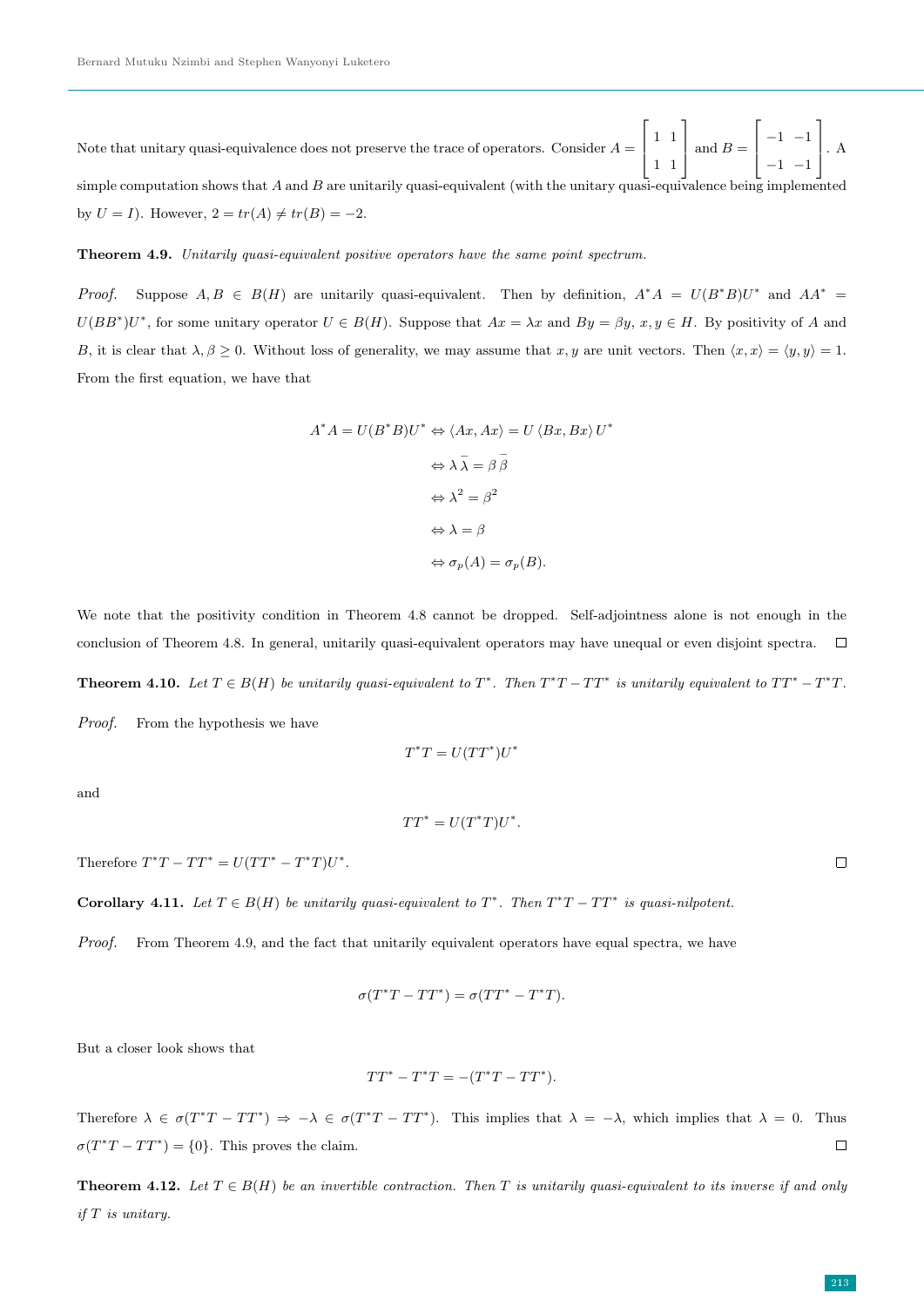Note that unitary quasi-equivalence does not preserve the trace of operators. Consider $A = \begin{bmatrix} 1 & 1 \\ 1 & 1 \end{bmatrix}$ and $B = \begin{bmatrix} -1 & -1 \\ -1 & -1 \end{bmatrix}$. A simple computation shows that $A$ and $B$ are unitarily quasi-equivalent (with the unitary quasi-equivalence being implemented by $U = I$). However, $2 = tr(A) \neq tr(B) = -2$.

**Theorem 4.9.** *Unitarily quasi-equivalent positive operators have the same point spectrum.*

*Proof.* Suppose $A, B \in B(H)$ are unitarily quasi-equivalent. Then by definition, $A^*A = U(B^*B)U^*$ and $AA^* = U(BB^*)U^*$, for some unitary operator $U \in B(H)$. Suppose that $Ax = \lambda x$ and $By = \beta y$, $x, y \in H$. By positivity of $A$ and $B$, it is clear that $\lambda, \beta \geq 0$. Without loss of generality, we may assume that $x, y$ are unit vectors. Then $\langle x, x \rangle = \langle y, y \rangle = 1$. From the first equation, we have that

$$
\begin{aligned}
A^*A = U(B^*B)U^* &\Leftrightarrow \langle Ax, Ax \rangle = U \langle Bx, Bx \rangle U^* \\
&\Leftrightarrow \lambda \bar{\lambda} = \beta \bar{\beta} \\
&\Leftrightarrow \lambda^2 = \beta^2 \\
&\Leftrightarrow \lambda = \beta \\
&\Leftrightarrow \sigma_p(A) = \sigma_p(B).
\end{aligned}
$$

We note that the positivity condition in Theorem 4.8 cannot be dropped. Self-adjointness alone is not enough in the conclusion of Theorem 4.8. In general, unitarily quasi-equivalent operators may have unequal or even disjoint spectra. □

**Theorem 4.10.** *Let $T \in B(H)$ be unitarily quasi-equivalent to $T^*$. Then $T^*T - TT^*$ is unitarily equivalent to $TT^* - T^*T$.*

*Proof.* From the hypothesis we have

$$T^*T = U(TT^*)U^*$$

and

$$TT^* = U(T^*T)U^*.$$

Therefore $T^*T - TT^* = U(TT^* - T^*T)U^*$. □

**Corollary 4.11.** *Let $T \in B(H)$ be unitarily quasi-equivalent to $T^*$. Then $T^*T - TT^*$ is quasi-nilpotent.*

*Proof.* From Theorem 4.9, and the fact that unitarily equivalent operators have equal spectra, we have

$$\sigma(T^*T - TT^*) = \sigma(TT^* - T^*T).$$

But a closer look shows that

$$TT^* - T^*T = -(T^*T - TT^*).$$

Therefore $\lambda \in \sigma(T^*T - TT^*) \Rightarrow -\lambda \in \sigma(T^*T - TT^*)$. This implies that $\lambda = -\lambda$, which implies that $\lambda = 0$. Thus $\sigma(T^*T - TT^*) = \{0\}$. This proves the claim. □

**Theorem 4.12.** *Let $T \in B(H)$ be an invertible contraction. Then $T$ is unitarily quasi-equivalent to its inverse if and only if $T$ is unitary.*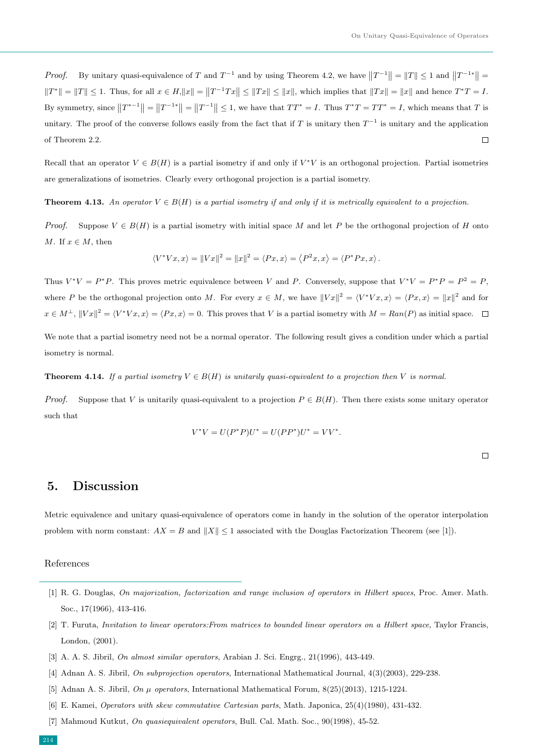*Proof.* By unitary quasi-equivalence of $T$ and $T^{-1}$ and by using Theorem 4.2, we have $\|T^{-1}\| = \|T\| \leq 1$ and $\|T^{-1*}\| = \|T^*\| = \|T\| \leq 1$. Thus, for all $x \in H, \|x\| = \|T^{-1}Tx\| \leq \|Tx\| \leq \|x\|$, which implies that $\|Tx\| = \|x\|$ and hence $T^*T = I$. By symmetry, since $\|T^{*-1}\| = \|T^{-1*}\| = \|T^{-1}\| \leq 1$, we have that $TT^* = I$. Thus $T^*T = TT^* = I$, which means that $T$ is unitary. The proof of the converse follows easily from the fact that if $T$ is unitary then $T^{-1}$ is unitary and the application of Theorem 2.2. □

Recall that an operator $V \in B(H)$ is a partial isometry if and only if $V^*V$ is an orthogonal projection. Partial isometries are generalizations of isometries. Clearly every orthogonal projection is a partial isometry.

**Theorem 4.13.** *An operator $V \in B(H)$ is a partial isometry if and only if it is metrically equivalent to a projection.*

*Proof.* Suppose $V \in B(H)$ is a partial isometry with initial space $M$ and let $P$ be the orthogonal projection of $H$ onto $M$. If $x \in M$, then

$$\langle V^*Vx, x\rangle = \|Vx\|^2 = \|x\|^2 = \langle Px, x\rangle = \langle P^2x, x\rangle = \langle P^*Px, x\rangle .$$

Thus $V^*V = P^*P$. This proves metric equivalence between $V$ and $P$. Conversely, suppose that $V^*V = P^*P = P^2 = P$, where $P$ be the orthogonal projection onto $M$. For every $x \in M$, we have $\|Vx\|^2 = \langle V^*Vx, x\rangle = \langle Px, x\rangle = \|x\|^2$ and for $x \in M^{\perp}$, $\|Vx\|^2 = \langle V^*Vx, x\rangle = \langle Px, x\rangle = 0$. This proves that $V$ is a partial isometry with $M = Ran(P)$ as initial space. □

We note that a partial isometry need not be a normal operator. The following result gives a condition under which a partial isometry is normal.

**Theorem 4.14.** *If a partial isometry $V \in B(H)$ is unitarily quasi-equivalent to a projection then $V$ is normal.*

*Proof.* Suppose that $V$ is unitarily quasi-equivalent to a projection $P \in B(H)$. Then there exists some unitary operator such that

$$V^*V = U(P^*P)U^* = U(PP^*)U^* = VV^*.$$

□

## 5. Discussion

Metric equivalence and unitary quasi-equivalence of operators come in handy in the solution of the operator interpolation problem with norm constant: $AX = B$ and $\|X\| \leq 1$ associated with the Douglas Factorization Theorem (see [1]).

References

[1] R. G. Douglas, *On majorization, factorization and range inclusion of operators in Hilbert spaces*, Proc. Amer. Math. Soc., 17(1966), 413-416.

[2] T. Furuta, *Invitation to linear operators:From matrices to bounded linear operators on a Hilbert space*, Taylor Francis, London, (2001).

[3] A. A. S. Jibril, *On almost similar operators*, Arabian J. Sci. Engrg., 21(1996), 443-449.

[4] Adnan A. S. Jibril, *On subprojection operators*, International Mathematical Journal, 4(3)(2003), 229-238.

[5] Adnan A. S. Jibril, *On $\mu$ operators*, International Mathematical Forum, 8(25)(2013), 1215-1224.

[6] E. Kamei, *Operators with skew commutative Cartesian parts*, Math. Japonica, 25(4)(1980), 431-432.

[7] Mahmoud Kutkut, *On quasiequivalent operators*, Bull. Cal. Math. Soc., 90(1998), 45-52.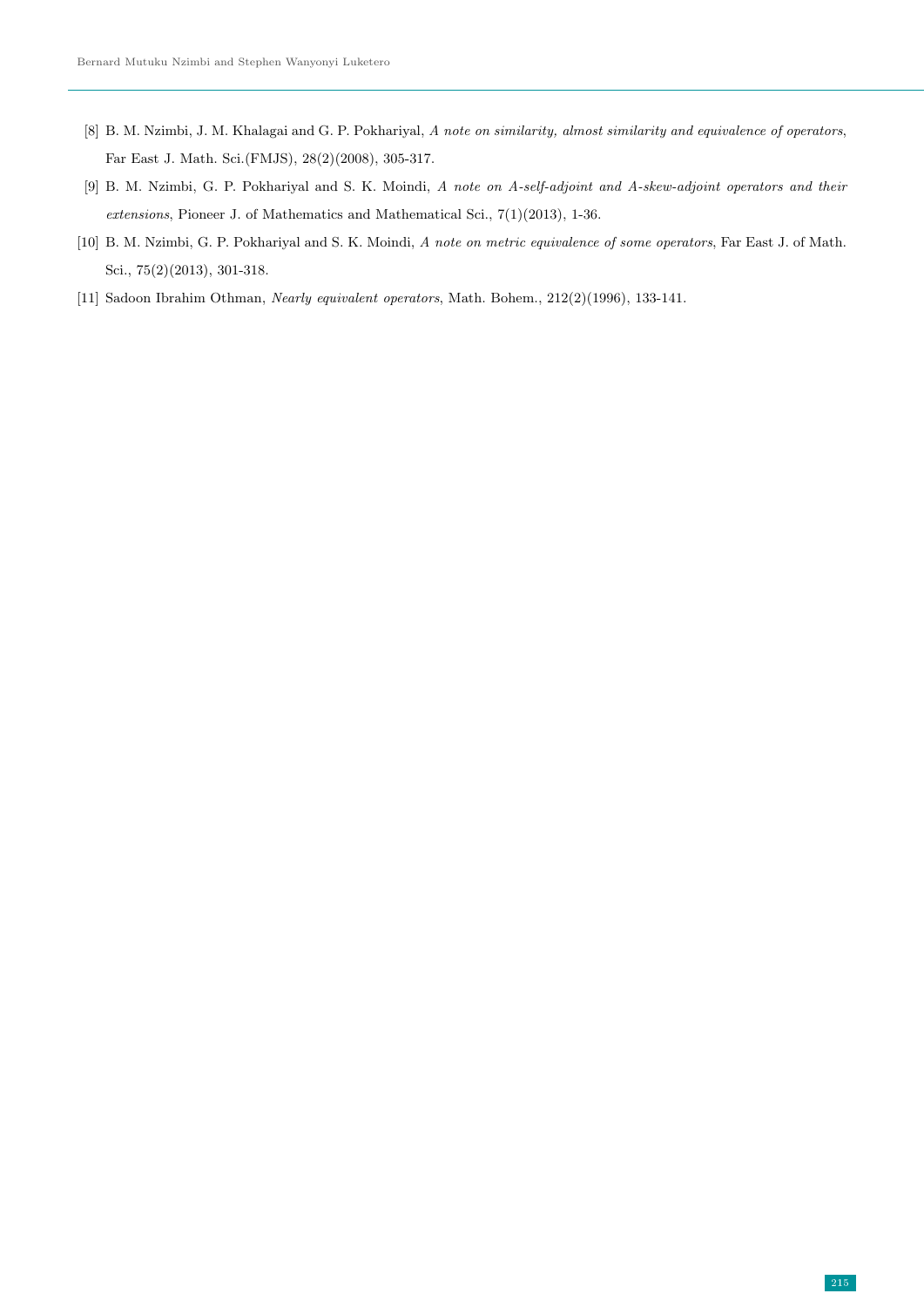[8] B. M. Nzimbi, J. M. Khalagai and G. P. Pokhariyal, *A note on similarity, almost similarity and equivalence of operators*, Far East J. Math. Sci.(FMJS), 28(2)(2008), 305-317.

[9] B. M. Nzimbi, G. P. Pokhariyal and S. K. Moindi, *A note on A-self-adjoint and A-skew-adjoint operators and their extensions*, Pioneer J. of Mathematics and Mathematical Sci., 7(1)(2013), 1-36.

[10] B. M. Nzimbi, G. P. Pokhariyal and S. K. Moindi, *A note on metric equivalence of some operators*, Far East J. of Math. Sci., 75(2)(2013), 301-318.

[11] Sadoon Ibrahim Othman, *Nearly equivalent operators*, Math. Bohem., 212(2)(1996), 133-141.